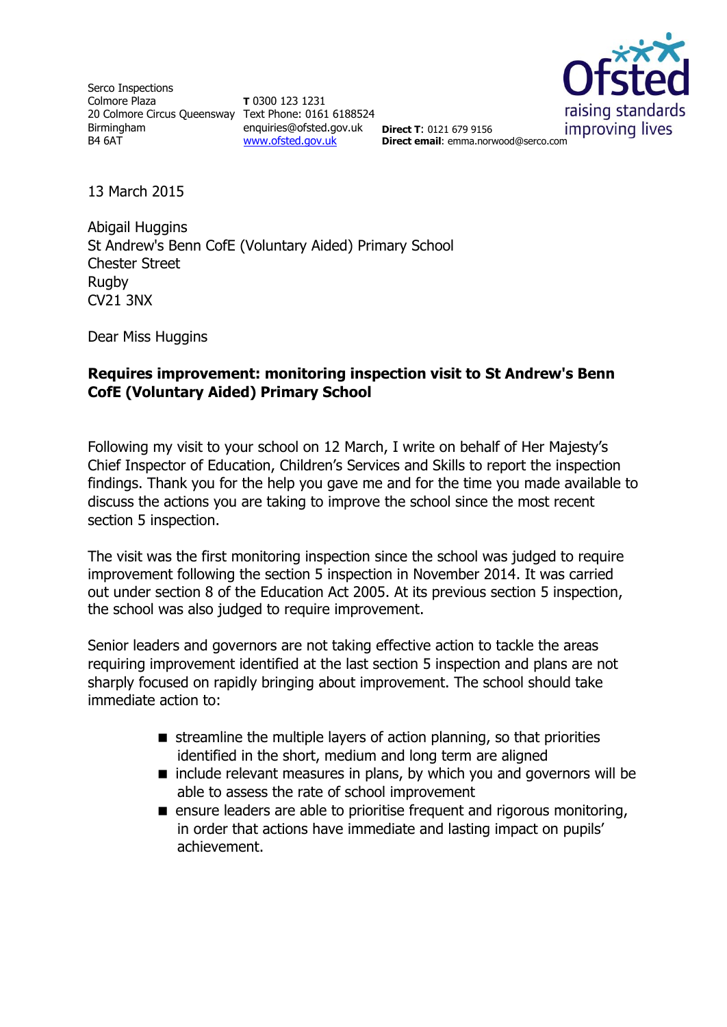Serco Inspections
Colmore Plaza
20 Colmore Circus Queensway
Birmingham
B4 6AT

**T** 0300 123 1231
Text Phone: 0161 6188524
enquiries@ofsted.gov.uk
www.ofsted.gov.uk

**Direct T**: 0121 679 9156
**Direct email**: emma.norwood@serco.com

Ofsted
raising standards
improving lives

13 March 2015

Abigail Huggins
St Andrew's Benn CofE (Voluntary Aided) Primary School
Chester Street
Rugby
CV21 3NX

Dear Miss Huggins

**Requires improvement: monitoring inspection visit to St Andrew's Benn CofE (Voluntary Aided) Primary School**

Following my visit to your school on 12 March, I write on behalf of Her Majesty's Chief Inspector of Education, Children's Services and Skills to report the inspection findings. Thank you for the help you gave me and for the time you made available to discuss the actions you are taking to improve the school since the most recent section 5 inspection.

The visit was the first monitoring inspection since the school was judged to require improvement following the section 5 inspection in November 2014. It was carried out under section 8 of the Education Act 2005. At its previous section 5 inspection, the school was also judged to require improvement.

Senior leaders and governors are not taking effective action to tackle the areas requiring improvement identified at the last section 5 inspection and plans are not sharply focused on rapidly bringing about improvement. The school should take immediate action to:

- streamline the multiple layers of action planning, so that priorities identified in the short, medium and long term are aligned
- include relevant measures in plans, by which you and governors will be able to assess the rate of school improvement
- ensure leaders are able to prioritise frequent and rigorous monitoring, in order that actions have immediate and lasting impact on pupils' achievement.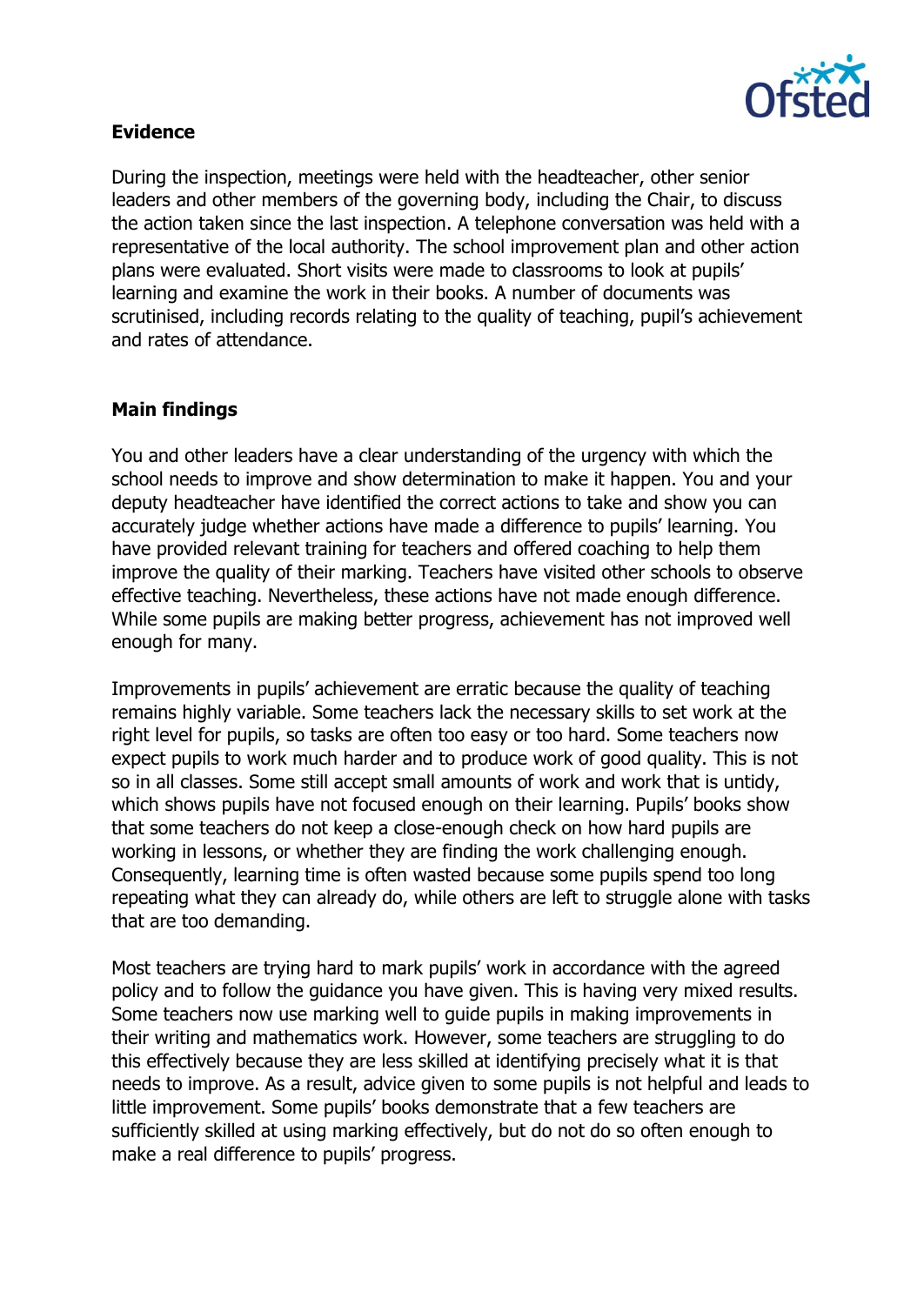## Evidence

During the inspection, meetings were held with the headteacher, other senior leaders and other members of the governing body, including the Chair, to discuss the action taken since the last inspection. A telephone conversation was held with a representative of the local authority. The school improvement plan and other action plans were evaluated. Short visits were made to classrooms to look at pupils' learning and examine the work in their books. A number of documents was scrutinised, including records relating to the quality of teaching, pupil's achievement and rates of attendance.

## Main findings

You and other leaders have a clear understanding of the urgency with which the school needs to improve and show determination to make it happen. You and your deputy headteacher have identified the correct actions to take and show you can accurately judge whether actions have made a difference to pupils' learning. You have provided relevant training for teachers and offered coaching to help them improve the quality of their marking. Teachers have visited other schools to observe effective teaching. Nevertheless, these actions have not made enough difference. While some pupils are making better progress, achievement has not improved well enough for many.

Improvements in pupils' achievement are erratic because the quality of teaching remains highly variable. Some teachers lack the necessary skills to set work at the right level for pupils, so tasks are often too easy or too hard. Some teachers now expect pupils to work much harder and to produce work of good quality. This is not so in all classes. Some still accept small amounts of work and work that is untidy, which shows pupils have not focused enough on their learning. Pupils' books show that some teachers do not keep a close-enough check on how hard pupils are working in lessons, or whether they are finding the work challenging enough. Consequently, learning time is often wasted because some pupils spend too long repeating what they can already do, while others are left to struggle alone with tasks that are too demanding.

Most teachers are trying hard to mark pupils' work in accordance with the agreed policy and to follow the guidance you have given. This is having very mixed results. Some teachers now use marking well to guide pupils in making improvements in their writing and mathematics work. However, some teachers are struggling to do this effectively because they are less skilled at identifying precisely what it is that needs to improve. As a result, advice given to some pupils is not helpful and leads to little improvement. Some pupils' books demonstrate that a few teachers are sufficiently skilled at using marking effectively, but do not do so often enough to make a real difference to pupils' progress.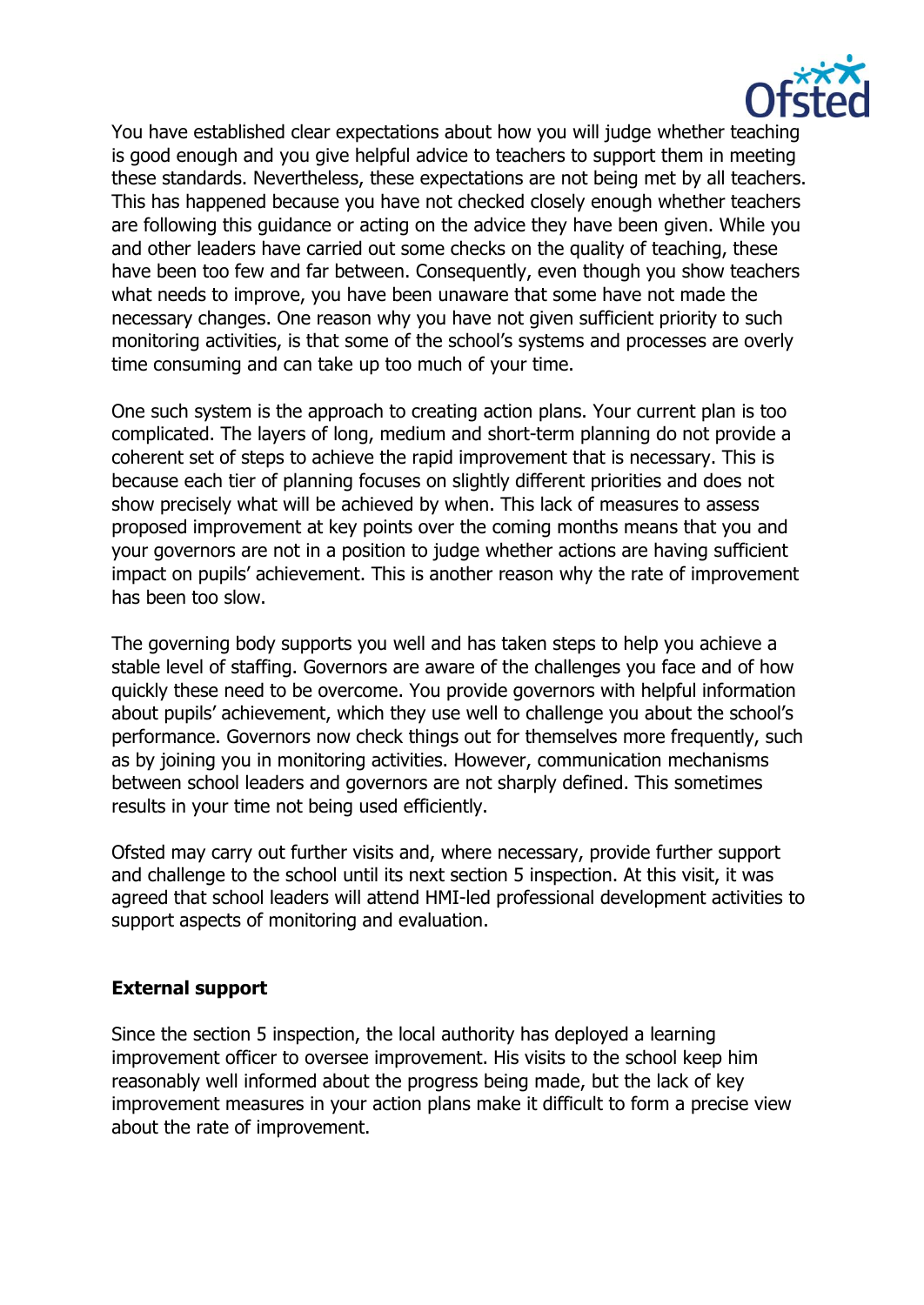You have established clear expectations about how you will judge whether teaching is good enough and you give helpful advice to teachers to support them in meeting these standards. Nevertheless, these expectations are not being met by all teachers. This has happened because you have not checked closely enough whether teachers are following this guidance or acting on the advice they have been given. While you and other leaders have carried out some checks on the quality of teaching, these have been too few and far between. Consequently, even though you show teachers what needs to improve, you have been unaware that some have not made the necessary changes. One reason why you have not given sufficient priority to such monitoring activities, is that some of the school's systems and processes are overly time consuming and can take up too much of your time.

One such system is the approach to creating action plans. Your current plan is too complicated. The layers of long, medium and short-term planning do not provide a coherent set of steps to achieve the rapid improvement that is necessary. This is because each tier of planning focuses on slightly different priorities and does not show precisely what will be achieved by when. This lack of measures to assess proposed improvement at key points over the coming months means that you and your governors are not in a position to judge whether actions are having sufficient impact on pupils' achievement. This is another reason why the rate of improvement has been too slow.

The governing body supports you well and has taken steps to help you achieve a stable level of staffing. Governors are aware of the challenges you face and of how quickly these need to be overcome. You provide governors with helpful information about pupils' achievement, which they use well to challenge you about the school's performance. Governors now check things out for themselves more frequently, such as by joining you in monitoring activities. However, communication mechanisms between school leaders and governors are not sharply defined. This sometimes results in your time not being used efficiently.

Ofsted may carry out further visits and, where necessary, provide further support and challenge to the school until its next section 5 inspection. At this visit, it was agreed that school leaders will attend HMI-led professional development activities to support aspects of monitoring and evaluation.

## External support

Since the section 5 inspection, the local authority has deployed a learning improvement officer to oversee improvement. His visits to the school keep him reasonably well informed about the progress being made, but the lack of key improvement measures in your action plans make it difficult to form a precise view about the rate of improvement.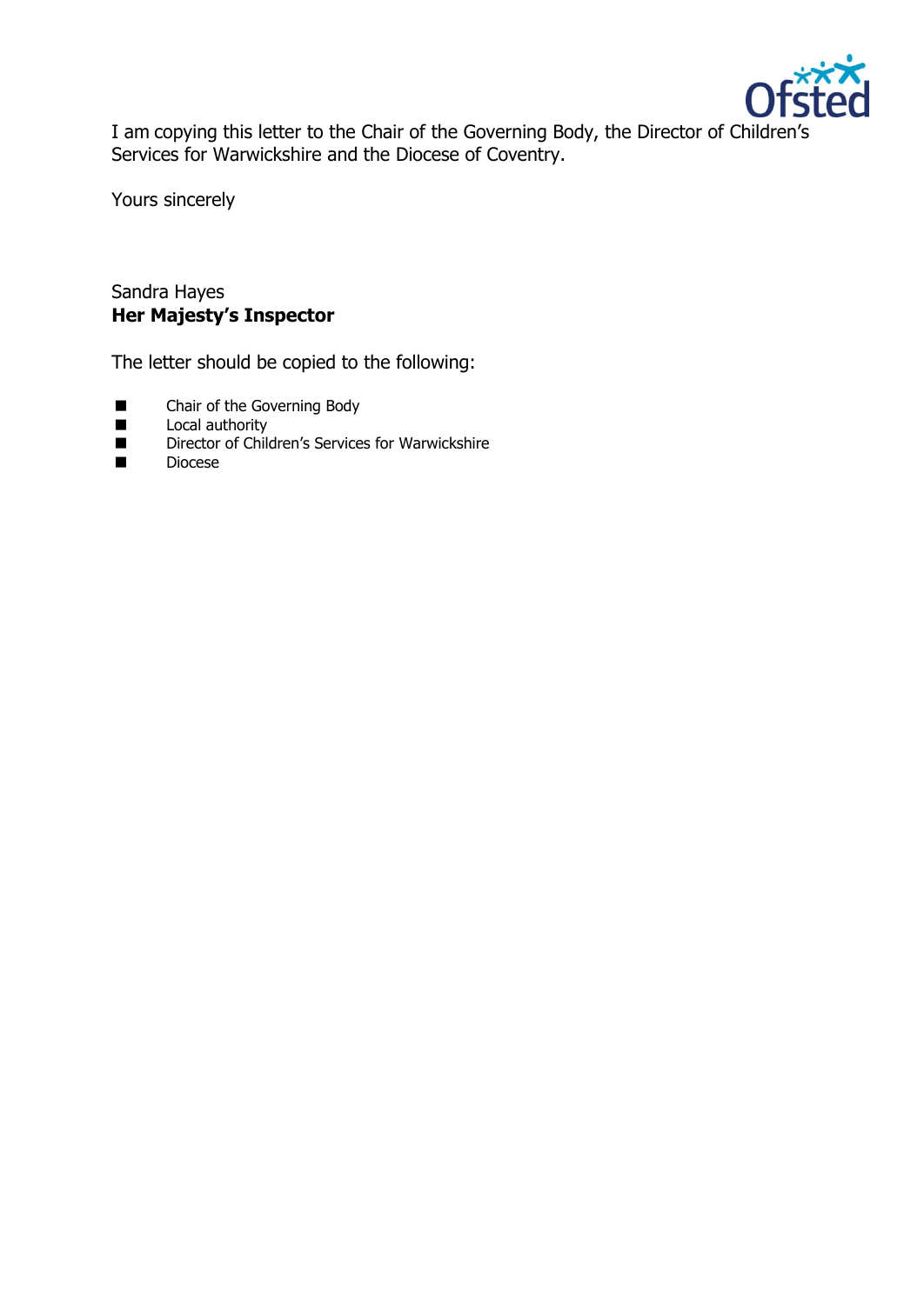I am copying this letter to the Chair of the Governing Body, the Director of Children's Services for Warwickshire and the Diocese of Coventry.

Yours sincerely

Sandra Hayes
**Her Majesty's Inspector**

The letter should be copied to the following:

- Chair of the Governing Body
- Local authority
- Director of Children's Services for Warwickshire
- Diocese